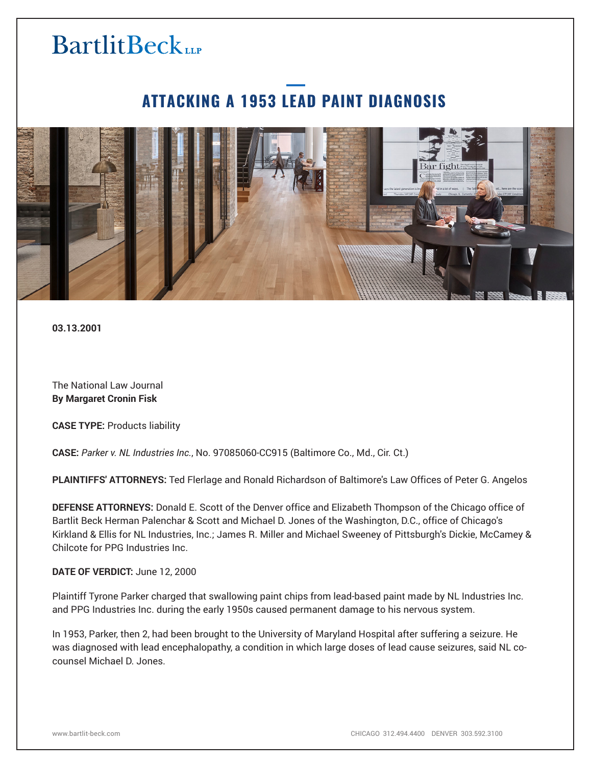BartlitBeck LLP

# ATTACKING A 1953 LEAD PAINT DIAGNOSIS

**03.13.2001**

The National Law Journal
**By Margaret Cronin Fisk**

**CASE TYPE:** Products liability

**CASE:** *Parker v. NL Industries Inc.*, No. 97085060-CC915 (Baltimore Co., Md., Cir. Ct.)

**PLAINTIFFS' ATTORNEYS:** Ted Flerlage and Ronald Richardson of Baltimore's Law Offices of Peter G. Angelos

**DEFENSE ATTORNEYS:** Donald E. Scott of the Denver office and Elizabeth Thompson of the Chicago office of Bartlit Beck Herman Palenchar & Scott and Michael D. Jones of the Washington, D.C., office of Chicago's Kirkland & Ellis for NL Industries, Inc.; James R. Miller and Michael Sweeney of Pittsburgh's Dickie, McCamey & Chilcote for PPG Industries Inc.

**DATE OF VERDICT:** June 12, 2000

Plaintiff Tyrone Parker charged that swallowing paint chips from lead-based paint made by NL Industries Inc. and PPG Industries Inc. during the early 1950s caused permanent damage to his nervous system.

In 1953, Parker, then 2, had been brought to the University of Maryland Hospital after suffering a seizure. He was diagnosed with lead encephalopathy, a condition in which large doses of lead cause seizures, said NL co-counsel Michael D. Jones.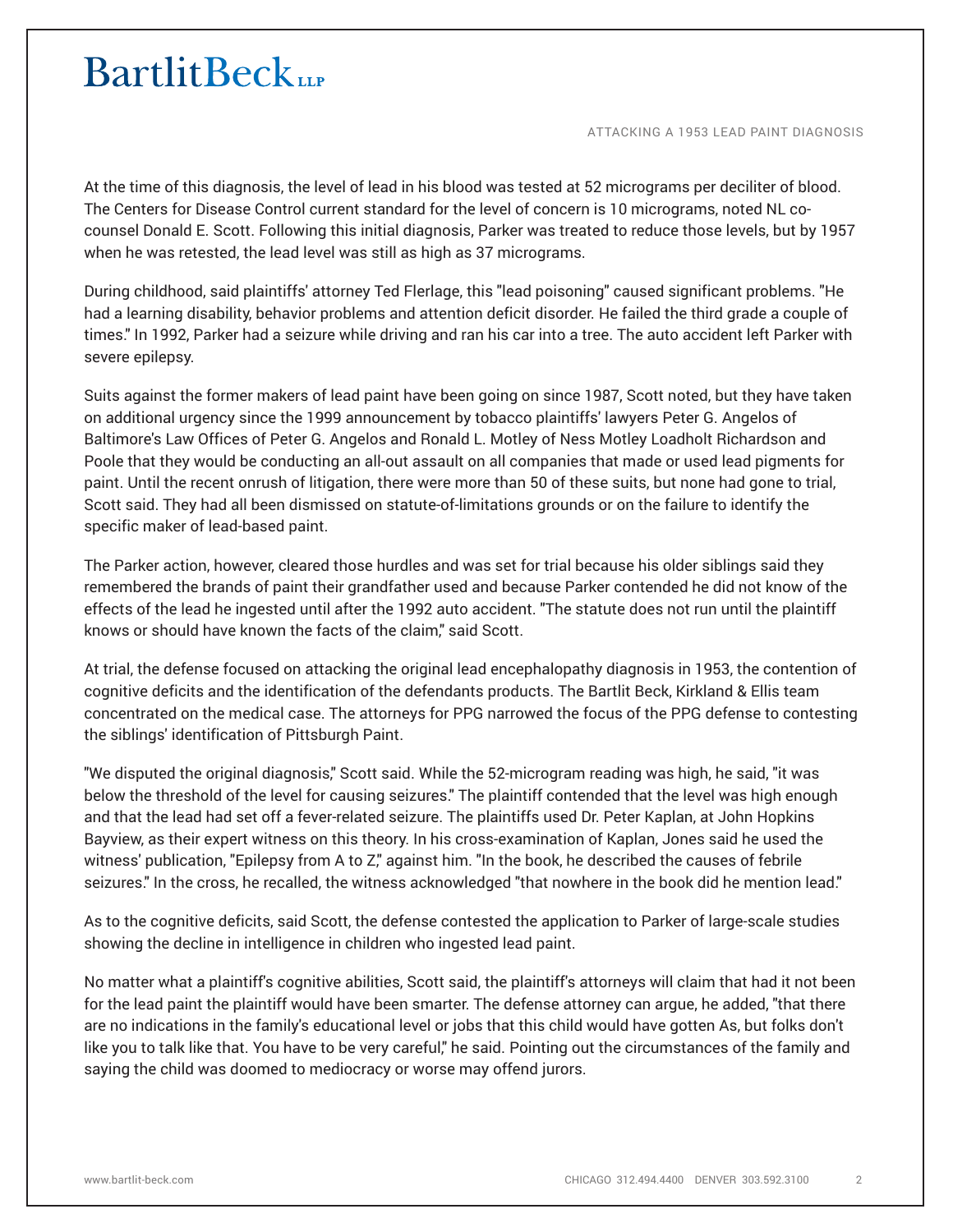At the time of this diagnosis, the level of lead in his blood was tested at 52 micrograms per deciliter of blood. The Centers for Disease Control current standard for the level of concern is 10 micrograms, noted NL co-counsel Donald E. Scott. Following this initial diagnosis, Parker was treated to reduce those levels, but by 1957 when he was retested, the lead level was still as high as 37 micrograms.

During childhood, said plaintiffs' attorney Ted Flerlage, this "lead poisoning" caused significant problems. "He had a learning disability, behavior problems and attention deficit disorder. He failed the third grade a couple of times." In 1992, Parker had a seizure while driving and ran his car into a tree. The auto accident left Parker with severe epilepsy.

Suits against the former makers of lead paint have been going on since 1987, Scott noted, but they have taken on additional urgency since the 1999 announcement by tobacco plaintiffs' lawyers Peter G. Angelos of Baltimore's Law Offices of Peter G. Angelos and Ronald L. Motley of Ness Motley Loadholt Richardson and Poole that they would be conducting an all-out assault on all companies that made or used lead pigments for paint. Until the recent onrush of litigation, there were more than 50 of these suits, but none had gone to trial, Scott said. They had all been dismissed on statute-of-limitations grounds or on the failure to identify the specific maker of lead-based paint.

The Parker action, however, cleared those hurdles and was set for trial because his older siblings said they remembered the brands of paint their grandfather used and because Parker contended he did not know of the effects of the lead he ingested until after the 1992 auto accident. "The statute does not run until the plaintiff knows or should have known the facts of the claim," said Scott.

At trial, the defense focused on attacking the original lead encephalopathy diagnosis in 1953, the contention of cognitive deficits and the identification of the defendants products. The Bartlit Beck, Kirkland & Ellis team concentrated on the medical case. The attorneys for PPG narrowed the focus of the PPG defense to contesting the siblings' identification of Pittsburgh Paint.

"We disputed the original diagnosis," Scott said. While the 52-microgram reading was high, he said, "it was below the threshold of the level for causing seizures." The plaintiff contended that the level was high enough and that the lead had set off a fever-related seizure. The plaintiffs used Dr. Peter Kaplan, at John Hopkins Bayview, as their expert witness on this theory. In his cross-examination of Kaplan, Jones said he used the witness' publication, "Epilepsy from A to Z," against him. "In the book, he described the causes of febrile seizures." In the cross, he recalled, the witness acknowledged "that nowhere in the book did he mention lead."

As to the cognitive deficits, said Scott, the defense contested the application to Parker of large-scale studies showing the decline in intelligence in children who ingested lead paint.

No matter what a plaintiff's cognitive abilities, Scott said, the plaintiff's attorneys will claim that had it not been for the lead paint the plaintiff would have been smarter. The defense attorney can argue, he added, "that there are no indications in the family's educational level or jobs that this child would have gotten As, but folks don't like you to talk like that. You have to be very careful," he said. Pointing out the circumstances of the family and saying the child was doomed to mediocracy or worse may offend jurors.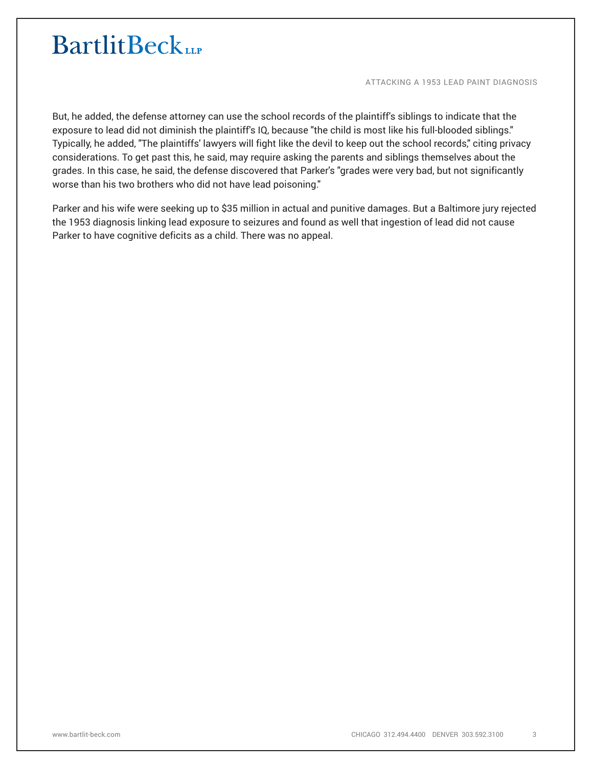But, he added, the defense attorney can use the school records of the plaintiff's siblings to indicate that the exposure to lead did not diminish the plaintiff's IQ, because "the child is most like his full-blooded siblings." Typically, he added, "The plaintiffs' lawyers will fight like the devil to keep out the school records," citing privacy considerations. To get past this, he said, may require asking the parents and siblings themselves about the grades. In this case, he said, the defense discovered that Parker's "grades were very bad, but not significantly worse than his two brothers who did not have lead poisoning."

Parker and his wife were seeking up to $35 million in actual and punitive damages. But a Baltimore jury rejected the 1953 diagnosis linking lead exposure to seizures and found as well that ingestion of lead did not cause Parker to have cognitive deficits as a child. There was no appeal.